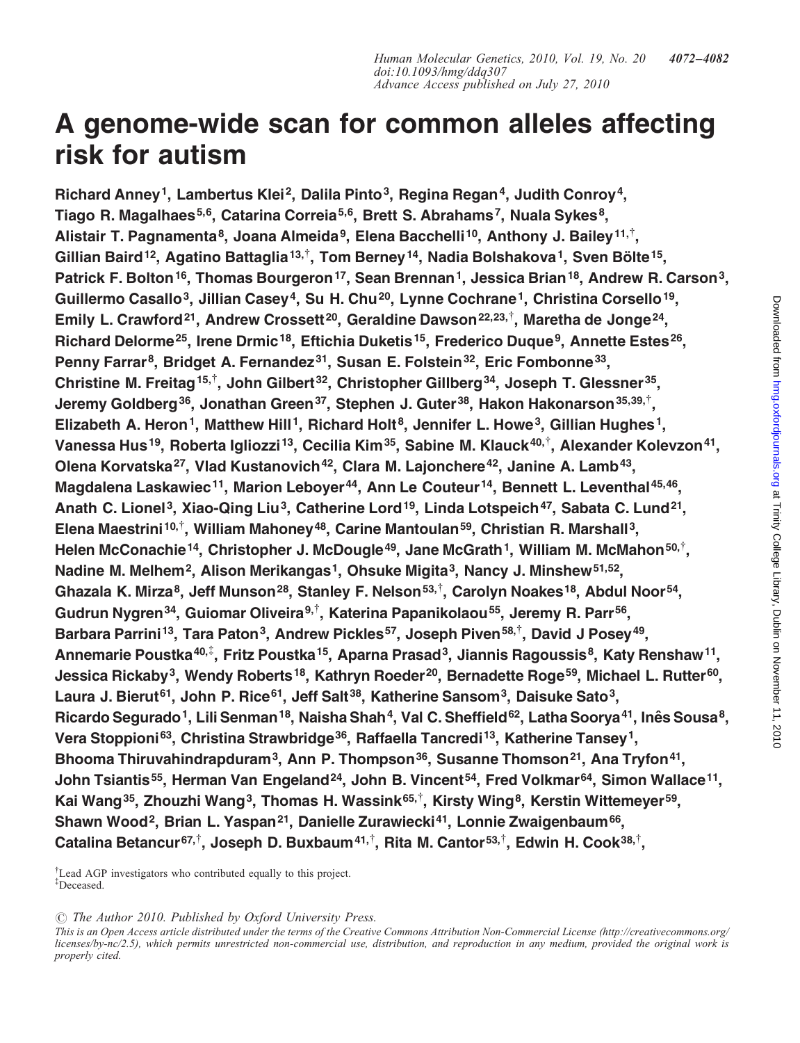# A genome-wide scan for common alleles affecting risk for autism

**Richard Anney[1], Lambertus Klei[2], Dalila Pinto[3], Regina Regan[4], Judith Conroy[4], Tiago R. Magalhaes[5,6], Catarina Correia[5,6], Brett S. Abrahams[7], Nuala Sykes[8], Alistair T. Pagnamenta[8], Joana Almeida[9], Elena Bacchelli[10], Anthony J. Bailey[11,†], Gillian Baird[12], Agatino Battaglia[13,†], Tom Berney[14], Nadia Bolshakova[1], Sven Bölte[15], Patrick F. Bolton[16], Thomas Bourgeron[17], Sean Brennan[1], Jessica Brian[18], Andrew R. Carson[3], Guillermo Casallo[3], Jillian Casey[4], Su H. Chu[20], Lynne Cochrane[1], Christina Corsello[19], Emily L. Crawford[21], Andrew Crossett[20], Geraldine Dawson[22,23,†], Maretha de Jonge[24], Richard Delorme[25], Irene Drmic[18], Eftichia Duketis[15], Frederico Duque[9], Annette Estes[26], Penny Farrar[8], Bridget A. Fernandez[31], Susan E. Folstein[32], Eric Fombonne[33], Christine M. Freitag[15,†], John Gilbert[32], Christopher Gillberg[34], Joseph T. Glessner[35], Jeremy Goldberg[36], Jonathan Green[37], Stephen J. Guter[38], Hakon Hakonarson[35,39,†], Elizabeth A. Heron[1], Matthew Hill[1], Richard Holt[8], Jennifer L. Howe[3], Gillian Hughes[1], Vanessa Hus[19], Roberta Igliozzi[13], Cecilia Kim[35], Sabine M. Klauck[40,†], Alexander Kolevzon[41], Olena Korvatska[27], Vlad Kustanovich[42], Clara M. Lajonchere[42], Janine A. Lamb[43], Magdalena Laskawiec[11], Marion Leboyer[44], Ann Le Couteur[14], Bennett L. Leventhal[45,46], Anath C. Lionel[3], Xiao-Qing Liu[3], Catherine Lord[19], Linda Lotspeich[47], Sabata C. Lund[21], Elena Maestrini[10,†], William Mahoney[48], Carine Mantoulan[59], Christian R. Marshall[3], Helen McConachie[14], Christopher J. McDougle[49], Jane McGrath[1], William M. McMahon[50,†], Nadine M. Melhem[2], Alison Merikangas[1], Ohsuke Migita[3], Nancy J. Minshew[51,52], Ghazala K. Mirza[8], Jeff Munson[28], Stanley F. Nelson[53,†], Carolyn Noakes[18], Abdul Noor[54], Gudrun Nygren[34], Guiomar Oliveira[9,†], Katerina Papanikolaou[55], Jeremy R. Parr[56], Barbara Parrini[13], Tara Paton[3], Andrew Pickles[57], Joseph Piven[58,†], David J Posey[49], Annemarie Poustka[40,‡], Fritz Poustka[15], Aparna Prasad[3], Jiannis Ragoussis[8], Katy Renshaw[11], Jessica Rickaby[3], Wendy Roberts[18], Kathryn Roeder[20], Bernadette Roge[59], Michael L. Rutter[60], Laura J. Bierut[61], John P. Rice[61], Jeff Salt[38], Katherine Sansom[3], Daisuke Sato[3], Ricardo Segurado[1], Lili Senman[18], Naisha Shah[4], Val C. Sheffield[62], Latha Soorya[41], Inês Sousa[8], Vera Stoppioni[63], Christina Strawbridge[36], Raffaella Tancredi[13], Katherine Tansey[1], Bhooma Thiruvahindrapduram[3], Ann P. Thompson[36], Susanne Thomson[21], Ana Tryfon[41], John Tsiantis[55], Herman Van Engeland[24], John B. Vincent[54], Fred Volkmar[64], Simon Wallace[11], Kai Wang[35], Zhouzhi Wang[3], Thomas H. Wassink[65,†], Kirsty Wing[8], Kerstin Wittemeyer[59], Shawn Wood[2], Brian L. Yaspan[21], Danielle Zurawiecki[41], Lonnie Zwaigenbaum[66], Catalina Betancur[67,†], Joseph D. Buxbaum[41,†], Rita M. Cantor[53,†], Edwin H. Cook[38,†],**

[†]Lead AGP investigators who contributed equally to this project.
[‡]Deceased.

© The Author 2010. Published by Oxford University Press.

*This is an Open Access article distributed under the terms of the Creative Commons Attribution Non-Commercial License (http://creativecommons.org/licenses/by-nc/2.5), which permits unrestricted non-commercial use, distribution, and reproduction in any medium, provided the original work is properly cited.*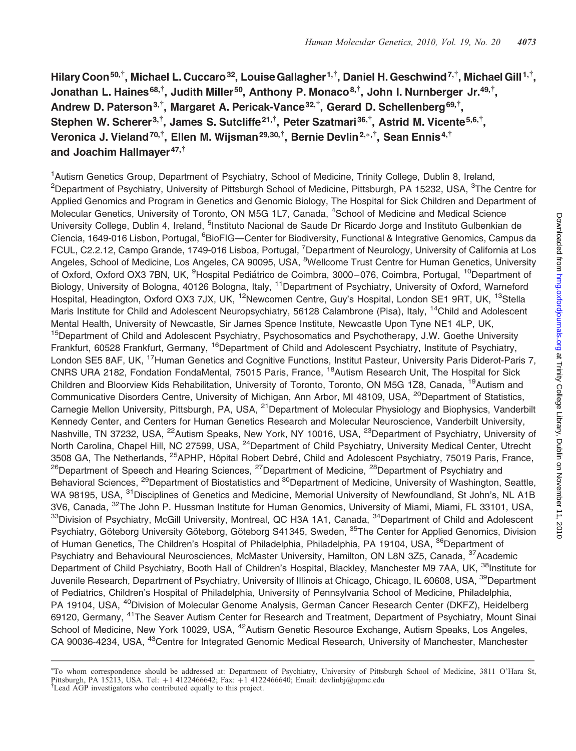Hilary Coon[50,†], Michael L. Cuccaro[32], Louise Gallagher[1,†], Daniel H. Geschwind[7,†], Michael Gill[1,†], Jonathan L. Haines[68,†], Judith Miller[50], Anthony P. Monaco[8,†], John I. Nurnberger Jr.[49,†], Andrew D. Paterson[3,†], Margaret A. Pericak-Vance[32,†], Gerard D. Schellenberg[69,†], Stephen W. Scherer[3,†], James S. Sutcliffe[21,†], Peter Szatmari[36,†], Astrid M. Vicente[5,6,†], Veronica J. Vieland[70,†], Ellen M. Wijsman[29,30,†], Bernie Devlin[2,*,†], Sean Ennis[4,†] and Joachim Hallmayer[47,†]

[1]Autism Genetics Group, Department of Psychiatry, School of Medicine, Trinity College, Dublin 8, Ireland, [2]Department of Psychiatry, University of Pittsburgh School of Medicine, Pittsburgh, PA 15232, USA, [3]The Centre for Applied Genomics and Program in Genetics and Genomic Biology, The Hospital for Sick Children and Department of Molecular Genetics, University of Toronto, ON M5G 1L7, Canada, [4]School of Medicine and Medical Science University College, Dublin 4, Ireland, [5]Instituto Nacional de Saude Dr Ricardo Jorge and Instituto Gulbenkian de Cîencia, 1649-016 Lisbon, Portugal, [6]BioFIG—Center for Biodiversity, Functional & Integrative Genomics, Campus da FCUL, C2.2.12, Campo Grande, 1749-016 Lisboa, Portugal, [7]Department of Neurology, University of California at Los Angeles, School of Medicine, Los Angeles, CA 90095, USA, [8]Wellcome Trust Centre for Human Genetics, University of Oxford, Oxford OX3 7BN, UK, [9]Hospital Pediátrico de Coimbra, 3000–076, Coimbra, Portugal, [10]Department of Biology, University of Bologna, 40126 Bologna, Italy, [11]Department of Psychiatry, University of Oxford, Warneford Hospital, Headington, Oxford OX3 7JX, UK, [12]Newcomen Centre, Guy's Hospital, London SE1 9RT, UK, [13]Stella Maris Institute for Child and Adolescent Neuropsychiatry, 56128 Calambrone (Pisa), Italy, [14]Child and Adolescent Mental Health, University of Newcastle, Sir James Spence Institute, Newcastle Upon Tyne NE1 4LP, UK, [15]Department of Child and Adolescent Psychiatry, Psychosomatics and Psychotherapy, J.W. Goethe University Frankfurt, 60528 Frankfurt, Germany, [16]Department of Child and Adolescent Psychiatry, Institute of Psychiatry, London SE5 8AF, UK, [17]Human Genetics and Cognitive Functions, Institut Pasteur, University Paris Diderot-Paris 7, CNRS URA 2182, Fondation FondaMental, 75015 Paris, France, [18]Autism Research Unit, The Hospital for Sick Children and Bloorview Kids Rehabilitation, University of Toronto, Toronto, ON M5G 1Z8, Canada, [19]Autism and Communicative Disorders Centre, University of Michigan, Ann Arbor, MI 48109, USA, [20]Department of Statistics, Carnegie Mellon University, Pittsburgh, PA, USA, [21]Department of Molecular Physiology and Biophysics, Vanderbilt Kennedy Center, and Centers for Human Genetics Research and Molecular Neuroscience, Vanderbilt University, Nashville, TN 37232, USA, [22]Autism Speaks, New York, NY 10016, USA, [23]Department of Psychiatry, University of North Carolina, Chapel Hill, NC 27599, USA, [24]Department of Child Psychiatry, University Medical Center, Utrecht 3508 GA, The Netherlands, [25]APHP, Hôpital Robert Debré, Child and Adolescent Psychiatry, 75019 Paris, France, [26]Department of Speech and Hearing Sciences, [27]Department of Medicine, [28]Department of Psychiatry and Behavioral Sciences, [29]Department of Biostatistics and [30]Department of Medicine, University of Washington, Seattle, WA 98195, USA, [31]Disciplines of Genetics and Medicine, Memorial University of Newfoundland, St John's, NL A1B 3V6, Canada, [32]The John P. Hussman Institute for Human Genomics, University of Miami, Miami, FL 33101, USA, [33]Division of Psychiatry, McGill University, Montreal, QC H3A 1A1, Canada, [34]Department of Child and Adolescent Psychiatry, Göteborg University Göteborg, Göteborg S41345, Sweden, [35]The Center for Applied Genomics, Division of Human Genetics, The Children's Hospital of Philadelphia, Philadelphia, PA 19104, USA, [36]Department of Psychiatry and Behavioural Neurosciences, McMaster University, Hamilton, ON L8N 3Z5, Canada, [37]Academic Department of Child Psychiatry, Booth Hall of Children's Hospital, Blackley, Manchester M9 7AA, UK, [38]Institute for Juvenile Research, Department of Psychiatry, University of Illinois at Chicago, Chicago, IL 60608, USA, [39]Department of Pediatrics, Children's Hospital of Philadelphia, University of Pennsylvania School of Medicine, Philadelphia, PA 19104, USA, [40]Division of Molecular Genome Analysis, German Cancer Research Center (DKFZ), Heidelberg 69120, Germany, [41]The Seaver Autism Center for Research and Treatment, Department of Psychiatry, Mount Sinai School of Medicine, New York 10029, USA, [42]Autism Genetic Resource Exchange, Autism Speaks, Los Angeles, CA 90036-4234, USA, [43]Centre for Integrated Genomic Medical Research, University of Manchester, Manchester

*To whom correspondence should be addressed at: Department of Psychiatry, University of Pittsburgh School of Medicine, 3811 O'Hara St, Pittsburgh, PA 15213, USA. Tel: +1 4122466642; Fax: +1 4122466640; Email: devlinbj@upmc.edu
†Lead AGP investigators who contributed equally to this project.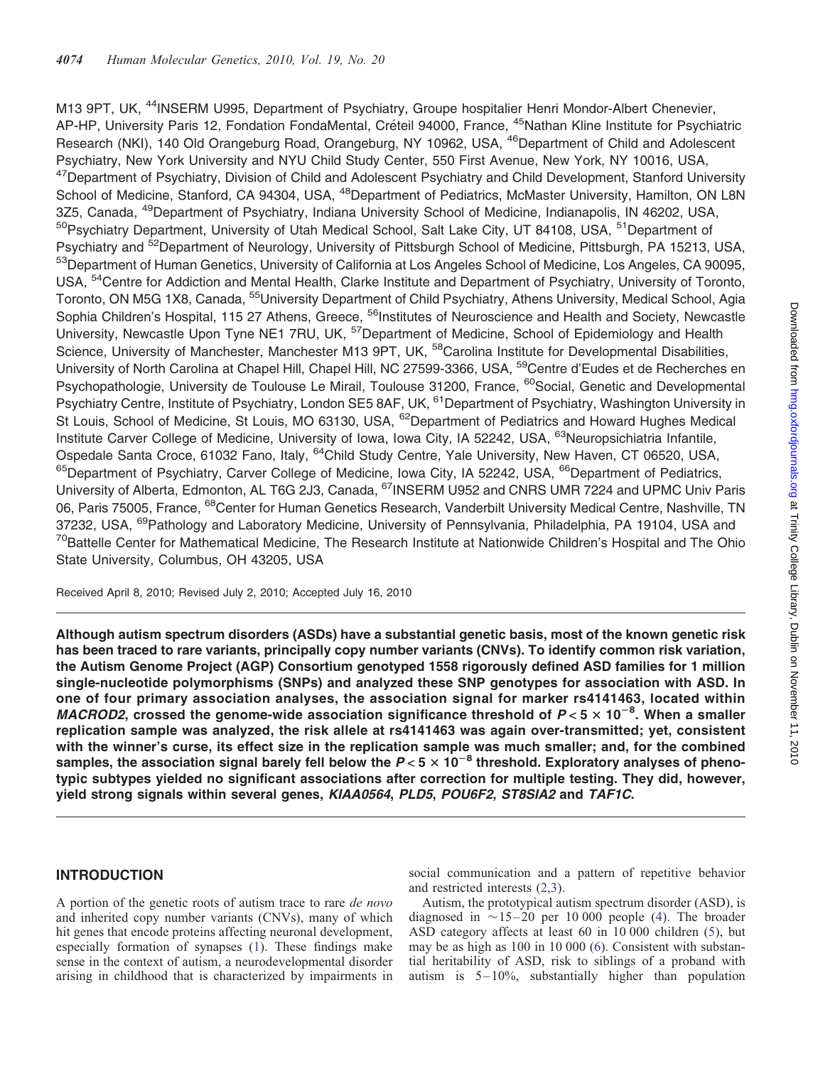M13 9PT, UK, [44]INSERM U995, Department of Psychiatry, Groupe hospitalier Henri Mondor-Albert Chenevier, AP-HP, University Paris 12, Fondation FondaMental, Créteil 94000, France, [45]Nathan Kline Institute for Psychiatric Research (NKI), 140 Old Orangeburg Road, Orangeburg, NY 10962, USA, [46]Department of Child and Adolescent Psychiatry, New York University and NYU Child Study Center, 550 First Avenue, New York, NY 10016, USA, [47]Department of Psychiatry, Division of Child and Adolescent Psychiatry and Child Development, Stanford University School of Medicine, Stanford, CA 94304, USA, [48]Department of Pediatrics, McMaster University, Hamilton, ON L8N 3Z5, Canada, [49]Department of Psychiatry, Indiana University School of Medicine, Indianapolis, IN 46202, USA, [50]Psychiatry Department, University of Utah Medical School, Salt Lake City, UT 84108, USA, [51]Department of Psychiatry and [52]Department of Neurology, University of Pittsburgh School of Medicine, Pittsburgh, PA 15213, USA, [53]Department of Human Genetics, University of California at Los Angeles School of Medicine, Los Angeles, CA 90095, USA, [54]Centre for Addiction and Mental Health, Clarke Institute and Department of Psychiatry, University of Toronto, Toronto, ON M5G 1X8, Canada, [55]University Department of Child Psychiatry, Athens University, Medical School, Agia Sophia Children's Hospital, 115 27 Athens, Greece, [56]Institutes of Neuroscience and Health and Society, Newcastle University, Newcastle Upon Tyne NE1 7RU, UK, [57]Department of Medicine, School of Epidemiology and Health Science, University of Manchester, Manchester M13 9PT, UK, [58]Carolina Institute for Developmental Disabilities, University of North Carolina at Chapel Hill, Chapel Hill, NC 27599-3366, USA, [59]Centre d'Eudes et de Recherches en Psychopathologie, University de Toulouse Le Mirail, Toulouse 31200, France, [60]Social, Genetic and Developmental Psychiatry Centre, Institute of Psychiatry, London SE5 8AF, UK, [61]Department of Psychiatry, Washington University in St Louis, School of Medicine, St Louis, MO 63130, USA, [62]Department of Pediatrics and Howard Hughes Medical Institute Carver College of Medicine, University of Iowa, Iowa City, IA 52242, USA, [63]Neuropsichiatria Infantile, Ospedale Santa Croce, 61032 Fano, Italy, [64]Child Study Centre, Yale University, New Haven, CT 06520, USA, [65]Department of Psychiatry, Carver College of Medicine, Iowa City, IA 52242, USA, [66]Department of Pediatrics, University of Alberta, Edmonton, AL T6G 2J3, Canada, [67]INSERM U952 and CNRS UMR 7224 and UPMC Univ Paris 06, Paris 75005, France, [68]Center for Human Genetics Research, Vanderbilt University Medical Centre, Nashville, TN 37232, USA, [69]Pathology and Laboratory Medicine, University of Pennsylvania, Philadelphia, PA 19104, USA and [70]Battelle Center for Mathematical Medicine, The Research Institute at Nationwide Children's Hospital and The Ohio State University, Columbus, OH 43205, USA

Received April 8, 2010; Revised July 2, 2010; Accepted July 16, 2010

**Although autism spectrum disorders (ASDs) have a substantial genetic basis, most of the known genetic risk has been traced to rare variants, principally copy number variants (CNVs). To identify common risk variation, the Autism Genome Project (AGP) Consortium genotyped 1558 rigorously defined ASD families for 1 million single-nucleotide polymorphisms (SNPs) and analyzed these SNP genotypes for association with ASD. In one of four primary association analyses, the association signal for marker rs4141463, located within *MACROD2*, crossed the genome-wide association significance threshold of $P < 5 \times 10^{-8}$. When a smaller replication sample was analyzed, the risk allele at rs4141463 was again over-transmitted; yet, consistent with the winner's curse, its effect size in the replication sample was much smaller; and, for the combined samples, the association signal barely fell below the $P < 5 \times 10^{-8}$ threshold. Exploratory analyses of phenotypic subtypes yielded no significant associations after correction for multiple testing. They did, however, yield strong signals within several genes, *KIAA0564*, *PLD5*, *POU6F2*, *ST8SIA2* and *TAF1C*.**

## INTRODUCTION

A portion of the genetic roots of autism trace to rare *de novo* and inherited copy number variants (CNVs), many of which hit genes that encode proteins affecting neuronal development, especially formation of synapses (1). These findings make sense in the context of autism, a neurodevelopmental disorder arising in childhood that is characterized by impairments in social communication and a pattern of repetitive behavior and restricted interests (2,3).

Autism, the prototypical autism spectrum disorder (ASD), is diagnosed in ~15–20 per 10 000 people (4). The broader ASD category affects at least 60 in 10 000 children (5), but may be as high as 100 in 10 000 (6). Consistent with substantial heritability of ASD, risk to siblings of a proband with autism is 5–10%, substantially higher than population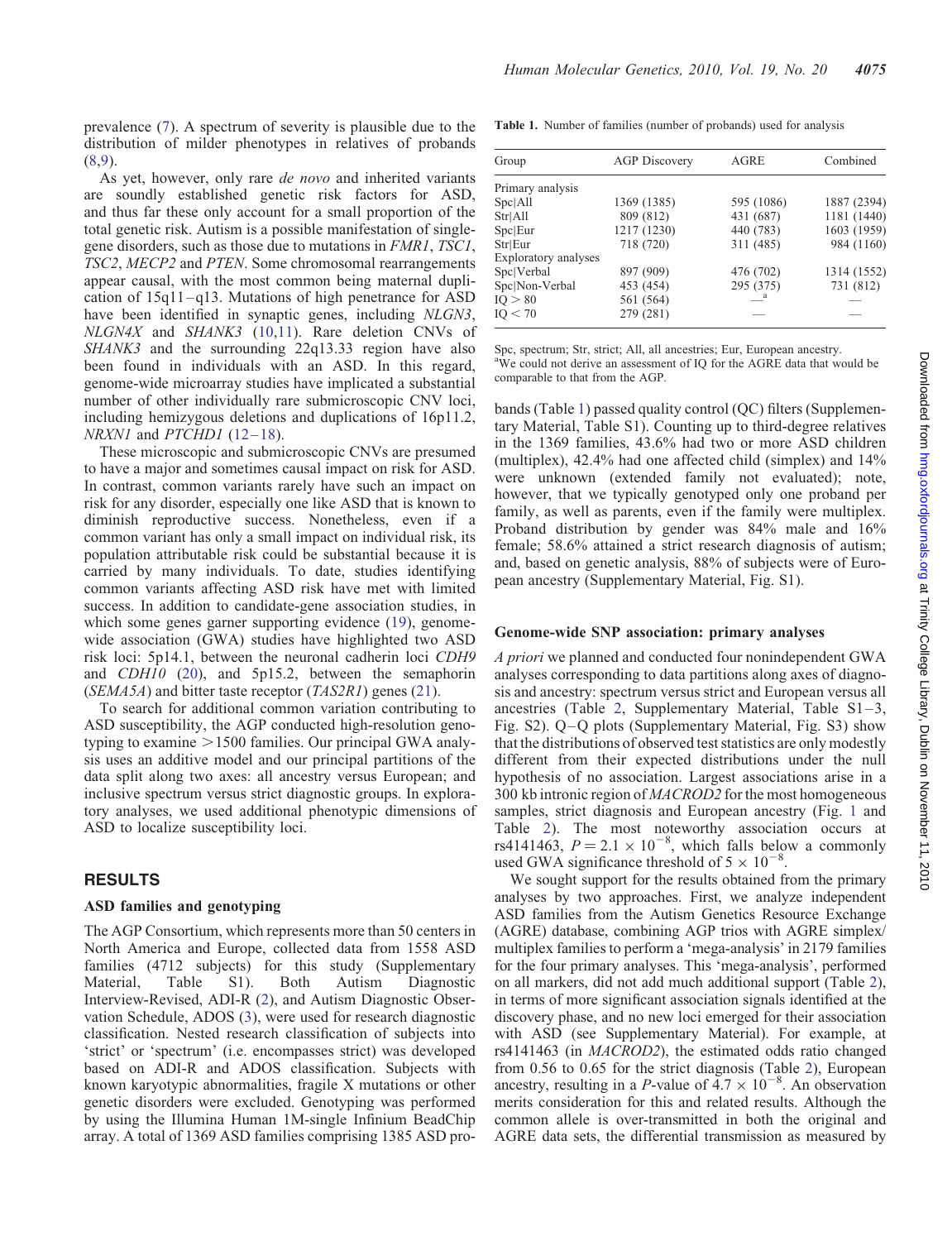prevalence (7). A spectrum of severity is plausible due to the distribution of milder phenotypes in relatives of probands (8,9).

As yet, however, only rare *de novo* and inherited variants are soundly established genetic risk factors for ASD, and thus far these only account for a small proportion of the total genetic risk. Autism is a possible manifestation of single-gene disorders, such as those due to mutations in *FMR1*, *TSC1*, *TSC2*, *MECP2* and *PTEN*. Some chromosomal rearrangements appear causal, with the most common being maternal duplication of 15q11–q13. Mutations of high penetrance for ASD have been identified in synaptic genes, including *NLGN3*, *NLGN4X* and *SHANK3* (10,11). Rare deletion CNVs of *SHANK3* and the surrounding 22q13.33 region have also been found in individuals with an ASD. In this regard, genome-wide microarray studies have implicated a substantial number of other individually rare submicroscopic CNV loci, including hemizygous deletions and duplications of 16p11.2, *NRXN1* and *PTCHD1* (12–18).

These microscopic and submicroscopic CNVs are presumed to have a major and sometimes causal impact on risk for ASD. In contrast, common variants rarely have such an impact on risk for any disorder, especially one like ASD that is known to diminish reproductive success. Nonetheless, even if a common variant has only a small impact on individual risk, its population attributable risk could be substantial because it is carried by many individuals. To date, studies identifying common variants affecting ASD risk have met with limited success. In addition to candidate-gene association studies, in which some genes garner supporting evidence (19), genome-wide association (GWA) studies have highlighted two ASD risk loci: 5p14.1, between the neuronal cadherin loci *CDH9* and *CDH10* (20), and 5p15.2, between the semaphorin (*SEMA5A*) and bitter taste receptor (*TAS2R1*) genes (21).

To search for additional common variation contributing to ASD susceptibility, the AGP conducted high-resolution genotyping to examine >1500 families. Our principal GWA analysis uses an additive model and our principal partitions of the data split along two axes: all ancestry versus European; and inclusive spectrum versus strict diagnostic groups. In exploratory analyses, we used additional phenotypic dimensions of ASD to localize susceptibility loci.

## RESULTS

### ASD families and genotyping

The AGP Consortium, which represents more than 50 centers in North America and Europe, collected data from 1558 ASD families (4712 subjects) for this study (Supplementary Material, Table S1). Both Autism Diagnostic Interview-Revised, ADI-R (2), and Autism Diagnostic Observation Schedule, ADOS (3), were used for research diagnostic classification. Nested research classification of subjects into 'strict' or 'spectrum' (i.e. encompasses strict) was developed based on ADI-R and ADOS classification. Subjects with known karyotypic abnormalities, fragile X mutations or other genetic disorders were excluded. Genotyping was performed by using the Illumina Human 1M-single Infinium BeadChip array. A total of 1369 ASD families comprising 1385 ASD probands (Table 1) passed quality control (QC) filters (Supplementary Material, Table S1). Counting up to third-degree relatives in the 1369 families, 43.6% had two or more ASD children (multiplex), 42.4% had one affected child (simplex) and 14% were unknown (extended family not evaluated); note, however, that we typically genotyped only one proband per family, as well as parents, even if the family were multiplex. Proband distribution by gender was 84% male and 16% female; 58.6% attained a strict research diagnosis of autism; and, based on genetic analysis, 88% of subjects were of European ancestry (Supplementary Material, Fig. S1).

**Table 1.** Number of families (number of probands) used for analysis

| Group | AGP Discovery | AGRE | Combined |
|---|---|---|---|
| Primary analysis | | | |
| Spc\|All | 1369 (1385) | 595 (1086) | 1887 (2394) |
| Str\|All | 809 (812) | 431 (687) | 1181 (1440) |
| Spc\|Eur | 1217 (1230) | 440 (783) | 1603 (1959) |
| Str\|Eur | 718 (720) | 311 (485) | 984 (1160) |
| Exploratory analyses | | | |
| Spc\|Verbal | 897 (909) | 476 (702) | 1314 (1552) |
| Spc\|Non-Verbal | 453 (454) | 295 (375) | 731 (812) |
| IQ > 80 | 561 (564) | —[a] | — |
| IQ < 70 | 279 (281) | — | — |

Spc, spectrum; Str, strict; All, all ancestries; Eur, European ancestry.
[a]We could not derive an assessment of IQ for the AGRE data that would be comparable to that from the AGP.

### Genome-wide SNP association: primary analyses

*A priori* we planned and conducted four nonindependent GWA analyses corresponding to data partitions along axes of diagnosis and ancestry: spectrum versus strict and European versus all ancestries (Table 2, Supplementary Material, Table S1–3, Fig. S2). Q–Q plots (Supplementary Material, Fig. S3) show that the distributions of observed test statistics are only modestly different from their expected distributions under the null hypothesis of no association. Largest associations arise in a 300 kb intronic region of *MACROD2* for the most homogeneous samples, strict diagnosis and European ancestry (Fig. 1 and Table 2). The most noteworthy association occurs at rs4141463, $P = 2.1 \times 10^{-8}$, which falls below a commonly used GWA significance threshold of $5 \times 10^{-8}$.

We sought support for the results obtained from the primary analyses by two approaches. First, we analyze independent ASD families from the Autism Genetics Resource Exchange (AGRE) database, combining AGP trios with AGRE simplex/multiplex families to perform a 'mega-analysis' in 2179 families for the four primary analyses. This 'mega-analysis', performed on all markers, did not add much additional support (Table 2), in terms of more significant association signals identified at the discovery phase, and no new loci emerged for their association with ASD (see Supplementary Material). For example, at rs4141463 (in *MACROD2*), the estimated odds ratio changed from 0.56 to 0.65 for the strict diagnosis (Table 2), European ancestry, resulting in a *P*-value of $4.7 \times 10^{-8}$. An observation merits consideration for this and related results. Although the common allele is over-transmitted in both the original and AGRE data sets, the differential transmission as measured by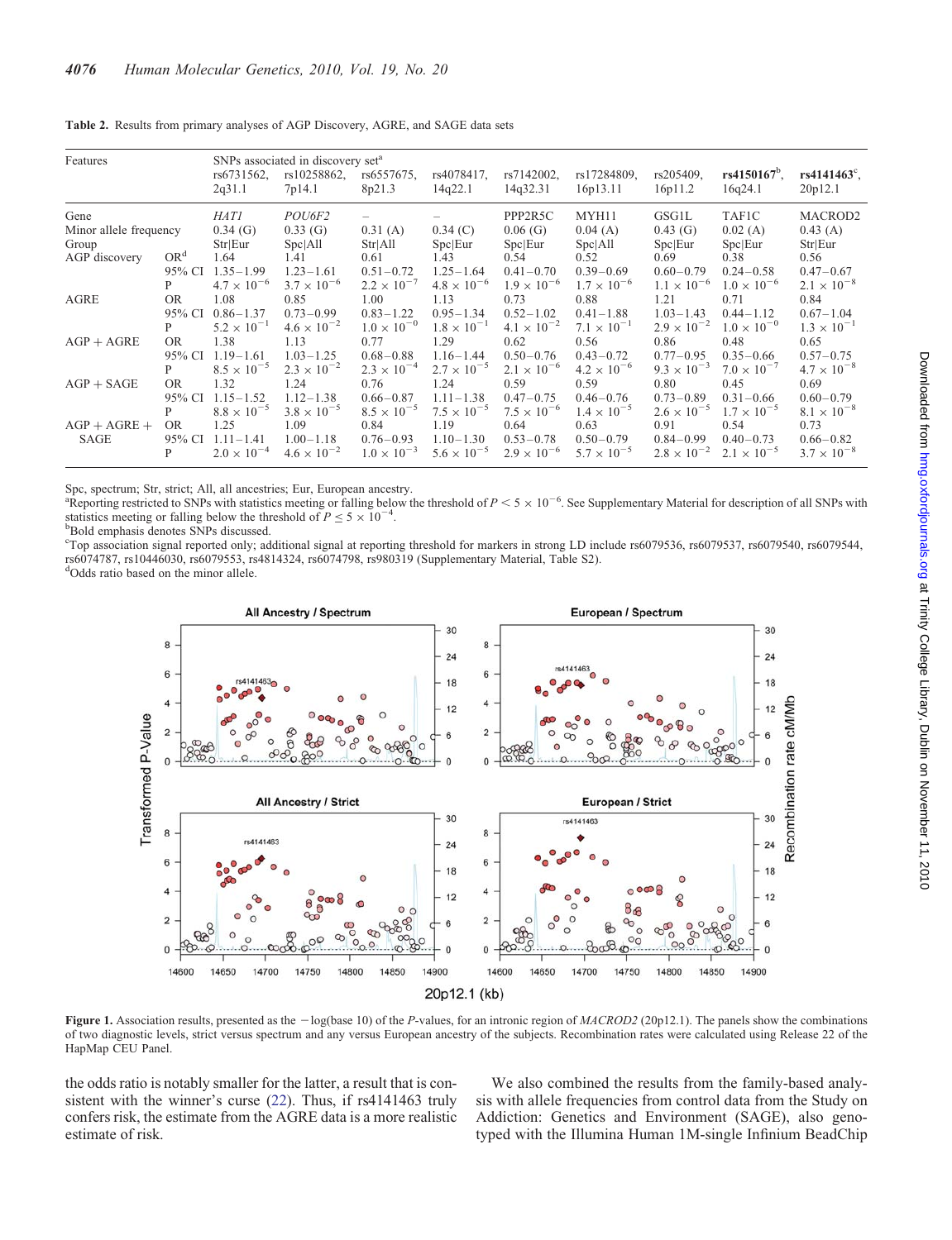**Table 2.** Results from primary analyses of AGP Discovery, AGRE, and SAGE data sets

| Features | | SNPs associated in discovery set[a] | | | | | | | | |
|---|---|---|---|---|---|---|---|---|---|---|
| | | rs6731562, 2q31.1 | rs10258862, 7p14.1 | rs6557675, 8p21.3 | rs4078417, 14q22.1 | rs7142002, 14q32.31 | rs17284809, 16p13.11 | rs205409, 16p11.2 | **rs4150167**[b], 16q24.1 | **rs4141463**[c], 20p12.1 |
| Gene | | *HAT1* | *POU6F2* | – | – | PPP2R5C | MYH11 | GSG1L | TAF1C | MACROD2 |
| Minor allele frequency | | 0.34 (G) | 0.33 (G) | 0.31 (A) | 0.34 (C) | 0.06 (G) | 0.04 (A) | 0.43 (G) | 0.02 (A) | 0.43 (A) |
| Group | | Str\|Eur | Spc\|All | Str\|All | Spc\|Eur | Spc\|Eur | Spc\|All | Spc\|Eur | Spc\|Eur | Str\|Eur |
| AGP discovery | OR[d] | 1.64 | 1.41 | 0.61 | 1.43 | 0.54 | 0.52 | 0.69 | 0.38 | 0.56 |
| | 95% CI | 1.35–1.99 | 1.23–1.61 | 0.51–0.72 | 1.25–1.64 | 0.41–0.70 | 0.39–0.69 | 0.60–0.79 | 0.24–0.58 | 0.47–0.67 |
| | P | $4.7 \times 10^{-6}$ | $3.7 \times 10^{-6}$ | $2.2 \times 10^{-7}$ | $4.8 \times 10^{-6}$ | $1.9 \times 10^{-6}$ | $1.7 \times 10^{-6}$ | $1.1 \times 10^{-6}$ | $1.0 \times 10^{-6}$ | $2.1 \times 10^{-8}$ |
| AGRE | OR | 1.08 | 0.85 | 1.00 | 1.13 | 0.73 | 0.88 | 1.21 | 0.71 | 0.84 |
| | 95% CI | 0.86–1.37 | 0.73–0.99 | 0.83–1.22 | 0.95–1.34 | 0.52–1.02 | 0.41–1.88 | 1.03–1.43 | 0.44–1.12 | 0.67–1.04 |
| | P | $5.2 \times 10^{-1}$ | $4.6 \times 10^{-2}$ | $1.0 \times 10^{-0}$ | $1.8 \times 10^{-1}$ | $4.1 \times 10^{-2}$ | $7.1 \times 10^{-1}$ | $2.9 \times 10^{-2}$ | $1.0 \times 10^{-0}$ | $1.3 \times 10^{-1}$ |
| AGP + AGRE | OR | 1.38 | 1.13 | 0.77 | 1.29 | 0.62 | 0.56 | 0.86 | 0.48 | 0.65 |
| | 95% CI | 1.19–1.61 | 1.03–1.25 | 0.68–0.88 | 1.16–1.44 | 0.50–0.76 | 0.43–0.72 | 0.77–0.95 | 0.35–0.66 | 0.57–0.75 |
| | P | $8.5 \times 10^{-5}$ | $2.3 \times 10^{-2}$ | $2.3 \times 10^{-4}$ | $2.7 \times 10^{-5}$ | $2.1 \times 10^{-6}$ | $4.2 \times 10^{-6}$ | $9.3 \times 10^{-3}$ | $7.0 \times 10^{-7}$ | $4.7 \times 10^{-8}$ |
| AGP + SAGE | OR | 1.32 | 1.24 | 0.76 | 1.24 | 0.59 | 0.59 | 0.80 | 0.45 | 0.69 |
| | 95% CI | 1.15–1.52 | 1.12–1.38 | 0.66–0.87 | 1.11–1.38 | 0.47–0.75 | 0.46–0.76 | 0.73–0.89 | 0.31–0.66 | 0.60–0.79 |
| | P | $8.8 \times 10^{-5}$ | $3.8 \times 10^{-5}$ | $8.5 \times 10^{-5}$ | $7.5 \times 10^{-5}$ | $7.5 \times 10^{-6}$ | $1.4 \times 10^{-5}$ | $2.6 \times 10^{-5}$ | $1.7 \times 10^{-5}$ | $8.1 \times 10^{-8}$ |
| AGP + AGRE + SAGE | OR | 1.25 | 1.09 | 0.84 | 1.19 | 0.64 | 0.63 | 0.91 | 0.54 | 0.73 |
| | 95% CI | 1.11–1.41 | 1.00–1.18 | 0.76–0.93 | 1.10–1.30 | 0.53–0.78 | 0.50–0.79 | 0.84–0.99 | 0.40–0.73 | 0.66–0.82 |
| | P | $2.0 \times 10^{-4}$ | $4.6 \times 10^{-2}$ | $1.0 \times 10^{-3}$ | $5.6 \times 10^{-5}$ | $2.9 \times 10^{-6}$ | $5.7 \times 10^{-5}$ | $2.8 \times 10^{-2}$ | $2.1 \times 10^{-5}$ | $3.7 \times 10^{-8}$ |

Spc, spectrum; Str, strict; All, all ancestries; Eur, European ancestry.
[a]Reporting restricted to SNPs with statistics meeting or falling below the threshold of $P < 5 \times 10^{-6}$. See Supplementary Material for description of all SNPs with statistics meeting or falling below the threshold of $P \leq 5 \times 10^{-4}$.
[b]Bold emphasis denotes SNPs discussed.
[c]Top association signal reported only; additional signal at reporting threshold for markers in strong LD include rs6079536, rs6079537, rs6079540, rs6079544, rs6074787, rs10446030, rs6079553, rs4814324, rs6074798, rs980319 (Supplementary Material, Table S2).
[d]Odds ratio based on the minor allele.

**Figure 1.** Association results, presented as the −log(base 10) of the *P*-values, for an intronic region of *MACROD2* (20p12.1). The panels show the combinations of two diagnostic levels, strict versus spectrum and any versus European ancestry of the subjects. Recombination rates were calculated using Release 22 of the HapMap CEU Panel.

the odds ratio is notably smaller for the latter, a result that is consistent with the winner's curse (22). Thus, if rs4141463 truly confers risk, the estimate from the AGRE data is a more realistic estimate of risk.

We also combined the results from the family-based analysis with allele frequencies from control data from the Study on Addiction: Genetics and Environment (SAGE), also genotyped with the Illumina Human 1M-single Infinium BeadChip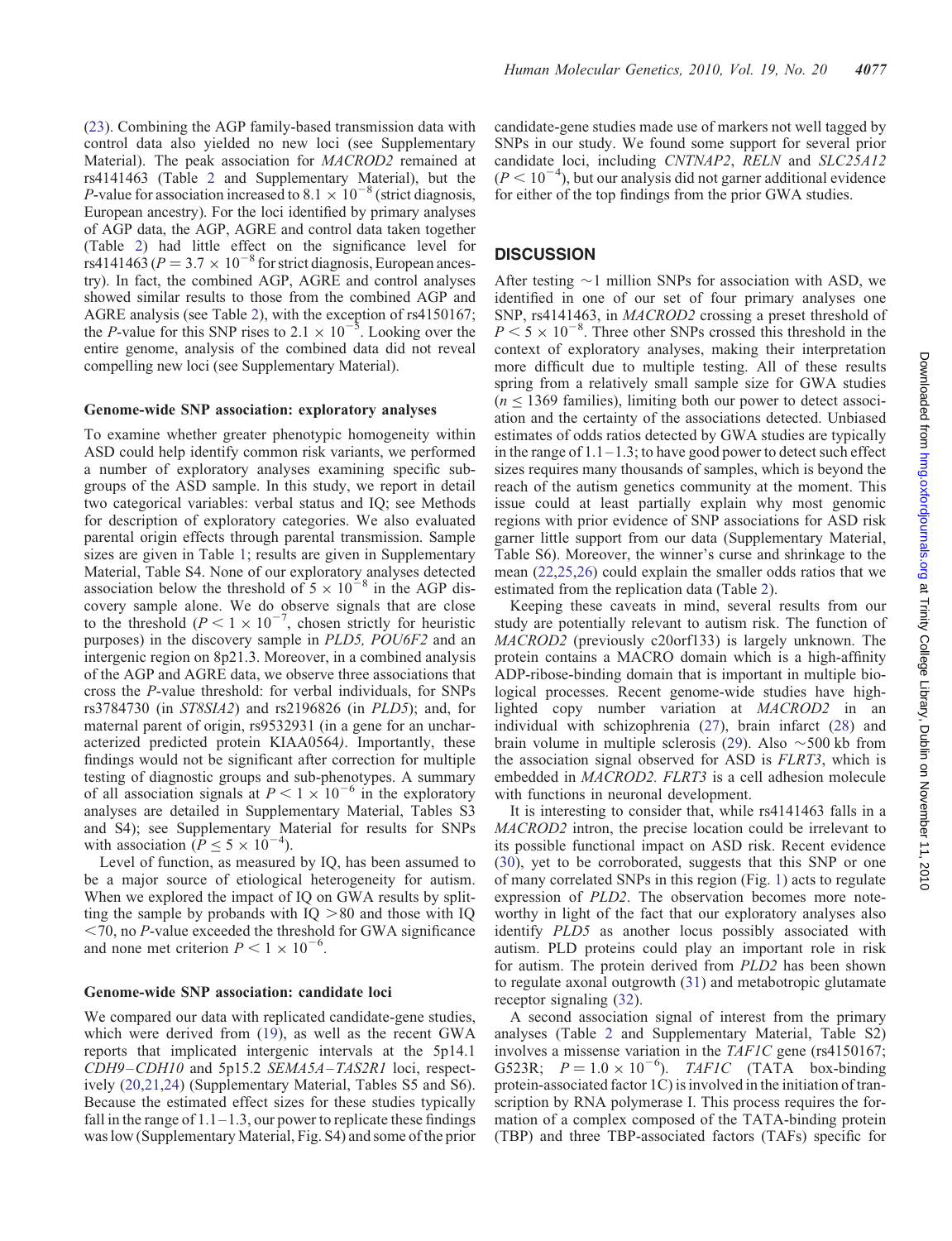(23). Combining the AGP family-based transmission data with control data also yielded no new loci (see Supplementary Material). The peak association for *MACROD2* remained at rs4141463 (Table 2 and Supplementary Material), but the *P*-value for association increased to $8.1 \times 10^{-8}$ (strict diagnosis, European ancestry). For the loci identified by primary analyses of AGP data, the AGP, AGRE and control data taken together (Table 2) had little effect on the significance level for rs4141463 ($P = 3.7 \times 10^{-8}$ for strict diagnosis, European ancestry). In fact, the combined AGP, AGRE and control analyses showed similar results to those from the combined AGP and AGRE analysis (see Table 2), with the exception of rs4150167; the *P*-value for this SNP rises to $2.1 \times 10^{-5}$. Looking over the entire genome, analysis of the combined data did not reveal compelling new loci (see Supplementary Material).

### Genome-wide SNP association: exploratory analyses

To examine whether greater phenotypic homogeneity within ASD could help identify common risk variants, we performed a number of exploratory analyses examining specific subgroups of the ASD sample. In this study, we report in detail two categorical variables: verbal status and IQ; see Methods for description of exploratory categories. We also evaluated parental origin effects through parental transmission. Sample sizes are given in Table 1; results are given in Supplementary Material, Table S4. None of our exploratory analyses detected association below the threshold of $5 \times 10^{-8}$ in the AGP discovery sample alone. We do observe signals that are close to the threshold ($P < 1 \times 10^{-7}$, chosen strictly for heuristic purposes) in the discovery sample in *PLD5, POU6F2* and an intergenic region on 8p21.3. Moreover, in a combined analysis of the AGP and AGRE data, we observe three associations that cross the *P*-value threshold: for verbal individuals, for SNPs rs3784730 (in *ST8SIA2*) and rs2196826 (in *PLD5*); and, for maternal parent of origin, rs9532931 (in a gene for an uncharacterized predicted protein KIAA0564*)*. Importantly, these findings would not be significant after correction for multiple testing of diagnostic groups and sub-phenotypes. A summary of all association signals at $P < 1 \times 10^{-6}$ in the exploratory analyses are detailed in Supplementary Material, Tables S3 and S4); see Supplementary Material for results for SNPs with association ($P \leq 5 \times 10^{-4}$).

Level of function, as measured by IQ, has been assumed to be a major source of etiological heterogeneity for autism. When we explored the impact of IQ on GWA results by splitting the sample by probands with IQ $>80$ and those with IQ $<70$, no *P*-value exceeded the threshold for GWA significance and none met criterion $P < 1 \times 10^{-6}$.

### Genome-wide SNP association: candidate loci

We compared our data with replicated candidate-gene studies, which were derived from (19), as well as the recent GWA reports that implicated intergenic intervals at the 5p14.1 *CDH9–CDH10* and 5p15.2 *SEMA5A–TAS2R1* loci, respectively (20,21,24) (Supplementary Material, Tables S5 and S6). Because the estimated effect sizes for these studies typically fall in the range of 1.1–1.3, our power to replicate these findings was low (Supplementary Material, Fig. S4) and some of the prior candidate-gene studies made use of markers not well tagged by SNPs in our study. We found some support for several prior candidate loci, including *CNTNAP2*, *RELN* and *SLC25A12* ($P < 10^{-4}$), but our analysis did not garner additional evidence for either of the top findings from the prior GWA studies.

## DISCUSSION

After testing ~1 million SNPs for association with ASD, we identified in one of our set of four primary analyses one SNP, rs4141463, in *MACROD2* crossing a preset threshold of $P < 5 \times 10^{-8}$. Three other SNPs crossed this threshold in the context of exploratory analyses, making their interpretation more difficult due to multiple testing. All of these results spring from a relatively small sample size for GWA studies ($n \leq 1369$ families), limiting both our power to detect association and the certainty of the associations detected. Unbiased estimates of odds ratios detected by GWA studies are typically in the range of 1.1–1.3; to have good power to detect such effect sizes requires many thousands of samples, which is beyond the reach of the autism genetics community at the moment. This issue could at least partially explain why most genomic regions with prior evidence of SNP associations for ASD risk garner little support from our data (Supplementary Material, Table S6). Moreover, the winner's curse and shrinkage to the mean (22,25,26) could explain the smaller odds ratios that we estimated from the replication data (Table 2).

Keeping these caveats in mind, several results from our study are potentially relevant to autism risk. The function of *MACROD2* (previously c20orf133) is largely unknown. The protein contains a MACRO domain which is a high-affinity ADP-ribose-binding domain that is important in multiple biological processes. Recent genome-wide studies have highlighted copy number variation at *MACROD2* in an individual with schizophrenia (27), brain infarct (28) and brain volume in multiple sclerosis (29). Also ~500 kb from the association signal observed for ASD is *FLRT3*, which is embedded in *MACROD2. FLRT3* is a cell adhesion molecule with functions in neuronal development.

It is interesting to consider that, while rs4141463 falls in a *MACROD2* intron, the precise location could be irrelevant to its possible functional impact on ASD risk. Recent evidence (30), yet to be corroborated, suggests that this SNP or one of many correlated SNPs in this region (Fig. 1) acts to regulate expression of *PLD2*. The observation becomes more noteworthy in light of the fact that our exploratory analyses also identify *PLD5* as another locus possibly associated with autism. PLD proteins could play an important role in risk for autism. The protein derived from *PLD2* has been shown to regulate axonal outgrowth (31) and metabotropic glutamate receptor signaling (32).

A second association signal of interest from the primary analyses (Table 2 and Supplementary Material, Table S2) involves a missense variation in the *TAF1C* gene (rs4150167; G523R; $P = 1.0 \times 10^{-6}$). *TAF1C* (TATA box-binding protein-associated factor 1C) is involved in the initiation of transcription by RNA polymerase I. This process requires the formation of a complex composed of the TATA-binding protein (TBP) and three TBP-associated factors (TAFs) specific for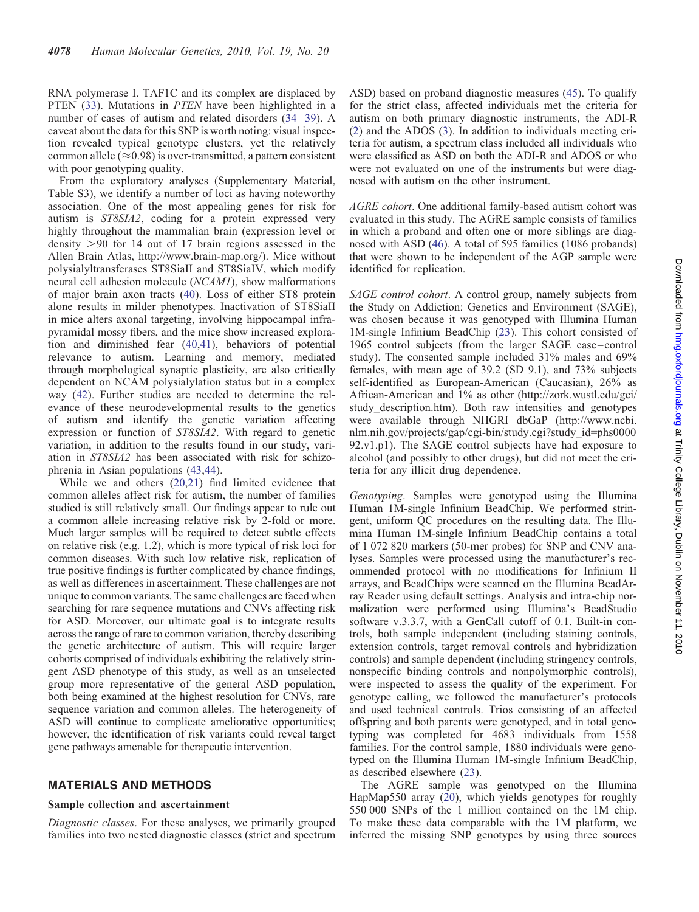RNA polymerase I. TAF1C and its complex are displaced by PTEN (33). Mutations in *PTEN* have been highlighted in a number of cases of autism and related disorders (34–39). A caveat about the data for this SNP is worth noting: visual inspection revealed typical genotype clusters, yet the relatively common allele (≈0.98) is over-transmitted, a pattern consistent with poor genotyping quality.

From the exploratory analyses (Supplementary Material, Table S3), we identify a number of loci as having noteworthy association. One of the most appealing genes for risk for autism is *ST8SIA2*, coding for a protein expressed very highly throughout the mammalian brain (expression level or density >90 for 14 out of 17 brain regions assessed in the Allen Brain Atlas, http://www.brain-map.org/). Mice without polysialyltransferases ST8SiaII and ST8SiaIV, which modify neural cell adhesion molecule (*NCAM1*), show malformations of major brain axon tracts (40). Loss of either ST8 protein alone results in milder phenotypes. Inactivation of ST8SiaII in mice alters axonal targeting, involving hippocampal infrapyramidal mossy fibers, and the mice show increased exploration and diminished fear (40,41), behaviors of potential relevance to autism. Learning and memory, mediated through morphological synaptic plasticity, are also critically dependent on NCAM polysialylation status but in a complex way (42). Further studies are needed to determine the relevance of these neurodevelopmental results to the genetics of autism and identify the genetic variation affecting expression or function of *ST8SIA2*. With regard to genetic variation, in addition to the results found in our study, variation in *ST8SIA2* has been associated with risk for schizophrenia in Asian populations (43,44).

While we and others (20,21) find limited evidence that common alleles affect risk for autism, the number of families studied is still relatively small. Our findings appear to rule out a common allele increasing relative risk by 2-fold or more. Much larger samples will be required to detect subtle effects on relative risk (e.g. 1.2), which is more typical of risk loci for common diseases. With such low relative risk, replication of true positive findings is further complicated by chance findings, as well as differences in ascertainment. These challenges are not unique to common variants. The same challenges are faced when searching for rare sequence mutations and CNVs affecting risk for ASD. Moreover, our ultimate goal is to integrate results across the range of rare to common variation, thereby describing the genetic architecture of autism. This will require larger cohorts comprised of individuals exhibiting the relatively stringent ASD phenotype of this study, as well as an unselected group more representative of the general ASD population, both being examined at the highest resolution for CNVs, rare sequence variation and common alleles. The heterogeneity of ASD will continue to complicate ameliorative opportunities; however, the identification of risk variants could reveal target gene pathways amenable for therapeutic intervention.

## MATERIALS AND METHODS

### Sample collection and ascertainment

*Diagnostic classes*. For these analyses, we primarily grouped families into two nested diagnostic classes (strict and spectrum ASD) based on proband diagnostic measures (45). To qualify for the strict class, affected individuals met the criteria for autism on both primary diagnostic instruments, the ADI-R (2) and the ADOS (3). In addition to individuals meeting criteria for autism, a spectrum class included all individuals who were classified as ASD on both the ADI-R and ADOS or who were not evaluated on one of the instruments but were diagnosed with autism on the other instrument.

*AGRE cohort*. One additional family-based autism cohort was evaluated in this study. The AGRE sample consists of families in which a proband and often one or more siblings are diagnosed with ASD (46). A total of 595 families (1086 probands) that were shown to be independent of the AGP sample were identified for replication.

*SAGE control cohort*. A control group, namely subjects from the Study on Addiction: Genetics and Environment (SAGE), was chosen because it was genotyped with Illumina Human 1M-single Infinium BeadChip (23). This cohort consisted of 1965 control subjects (from the larger SAGE case–control study). The consented sample included 31% males and 69% females, with mean age of 39.2 (SD 9.1), and 73% subjects self-identified as European-American (Caucasian), 26% as African-American and 1% as other (http://zork.wustl.edu/gei/study_description.htm). Both raw intensities and genotypes were available through NHGRI–dbGaP (http://www.ncbi.nlm.nih.gov/projects/gap/cgi-bin/study.cgi?study_id=phs000092.v1.p1). The SAGE control subjects have had exposure to alcohol (and possibly to other drugs), but did not meet the criteria for any illicit drug dependence.

*Genotyping*. Samples were genotyped using the Illumina Human 1M-single Infinium BeadChip. We performed stringent, uniform QC procedures on the resulting data. The Illumina Human 1M-single Infinium BeadChip contains a total of 1 072 820 markers (50-mer probes) for SNP and CNV analyses. Samples were processed using the manufacturer's recommended protocol with no modifications for Infinium II arrays, and BeadChips were scanned on the Illumina BeadArray Reader using default settings. Analysis and intra-chip normalization were performed using Illumina's BeadStudio software v.3.3.7, with a GenCall cutoff of 0.1. Built-in controls, both sample independent (including staining controls, extension controls, target removal controls and hybridization controls) and sample dependent (including stringency controls, nonspecific binding controls and nonpolymorphic controls), were inspected to assess the quality of the experiment. For genotype calling, we followed the manufacturer's protocols and used technical controls. Trios consisting of an affected offspring and both parents were genotyped, and in total genotyping was completed for 4683 individuals from 1558 families. For the control sample, 1880 individuals were genotyped on the Illumina Human 1M-single Infinium BeadChip, as described elsewhere (23).

The AGRE sample was genotyped on the Illumina HapMap550 array (20), which yields genotypes for roughly 550 000 SNPs of the 1 million contained on the 1M chip. To make these data comparable with the 1M platform, we inferred the missing SNP genotypes by using three sources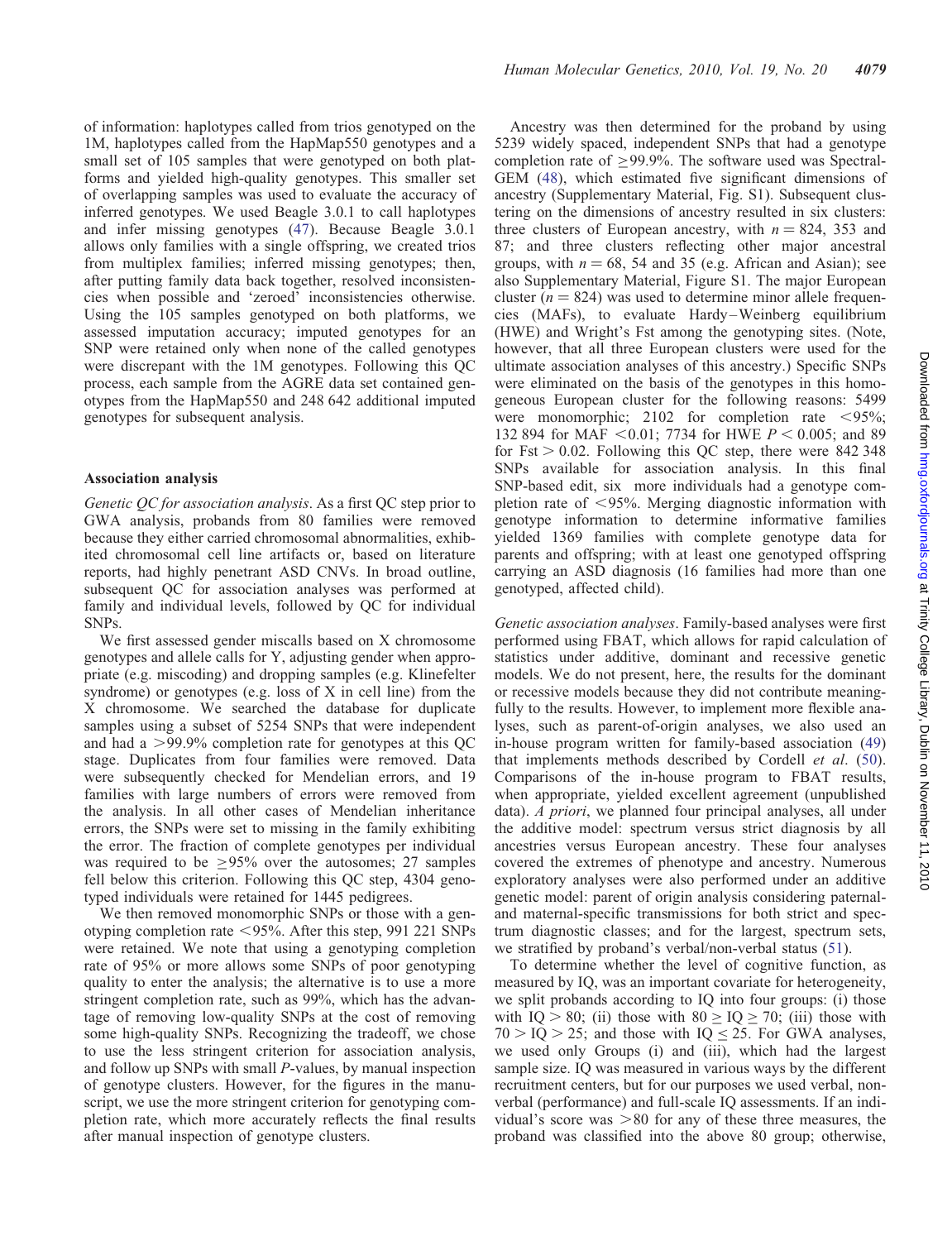of information: haplotypes called from trios genotyped on the 1M, haplotypes called from the HapMap550 genotypes and a small set of 105 samples that were genotyped on both platforms and yielded high-quality genotypes. This smaller set of overlapping samples was used to evaluate the accuracy of inferred genotypes. We used Beagle 3.0.1 to call haplotypes and infer missing genotypes (47). Because Beagle 3.0.1 allows only families with a single offspring, we created trios from multiplex families; inferred missing genotypes; then, after putting family data back together, resolved inconsistencies when possible and 'zeroed' inconsistencies otherwise. Using the 105 samples genotyped on both platforms, we assessed imputation accuracy; imputed genotypes for an SNP were retained only when none of the called genotypes were discrepant with the 1M genotypes. Following this QC process, each sample from the AGRE data set contained genotypes from the HapMap550 and 248 642 additional imputed genotypes for subsequent analysis.

### Association analysis

*Genetic QC for association analysis*. As a first QC step prior to GWA analysis, probands from 80 families were removed because they either carried chromosomal abnormalities, exhibited chromosomal cell line artifacts or, based on literature reports, had highly penetrant ASD CNVs. In broad outline, subsequent QC for association analyses was performed at family and individual levels, followed by QC for individual SNPs.

We first assessed gender miscalls based on X chromosome genotypes and allele calls for Y, adjusting gender when appropriate (e.g. miscoding) and dropping samples (e.g. Klinefelter syndrome) or genotypes (e.g. loss of X in cell line) from the X chromosome. We searched the database for duplicate samples using a subset of 5254 SNPs that were independent and had a >99.9% completion rate for genotypes at this QC stage. Duplicates from four families were removed. Data were subsequently checked for Mendelian errors, and 19 families with large numbers of errors were removed from the analysis. In all other cases of Mendelian inheritance errors, the SNPs were set to missing in the family exhibiting the error. The fraction of complete genotypes per individual was required to be ≥95% over the autosomes; 27 samples fell below this criterion. Following this QC step, 4304 genotyped individuals were retained for 1445 pedigrees.

We then removed monomorphic SNPs or those with a genotyping completion rate <95%. After this step, 991 221 SNPs were retained. We note that using a genotyping completion rate of 95% or more allows some SNPs of poor genotyping quality to enter the analysis; the alternative is to use a more stringent completion rate, such as 99%, which has the advantage of removing low-quality SNPs at the cost of removing some high-quality SNPs. Recognizing the tradeoff, we chose to use the less stringent criterion for association analysis, and follow up SNPs with small *P*-values, by manual inspection of genotype clusters. However, for the figures in the manuscript, we use the more stringent criterion for genotyping completion rate, which more accurately reflects the final results after manual inspection of genotype clusters.

Ancestry was then determined for the proband by using 5239 widely spaced, independent SNPs that had a genotype completion rate of ≥99.9%. The software used was Spectral-GEM (48), which estimated five significant dimensions of ancestry (Supplementary Material, Fig. S1). Subsequent clustering on the dimensions of ancestry resulted in six clusters: three clusters of European ancestry, with $n = 824$, 353 and 87; and three clusters reflecting other major ancestral groups, with $n = 68$, 54 and 35 (e.g. African and Asian); see also Supplementary Material, Figure S1. The major European cluster ($n = 824$) was used to determine minor allele frequencies (MAFs), to evaluate Hardy–Weinberg equilibrium (HWE) and Wright's Fst among the genotyping sites. (Note, however, that all three European clusters were used for the ultimate association analyses of this ancestry.) Specific SNPs were eliminated on the basis of the genotypes in this homogeneous European cluster for the following reasons: 5499 were monomorphic; 2102 for completion rate <95%; 132 894 for MAF <0.01; 7734 for HWE $P < 0.005$; and 89 for Fst > 0.02. Following this QC step, there were 842 348 SNPs available for association analysis. In this final SNP-based edit, six more individuals had a genotype completion rate of <95%. Merging diagnostic information with genotype information to determine informative families yielded 1369 families with complete genotype data for parents and offspring; with at least one genotyped offspring carrying an ASD diagnosis (16 families had more than one genotyped, affected child).

*Genetic association analyses*. Family-based analyses were first performed using FBAT, which allows for rapid calculation of statistics under additive, dominant and recessive genetic models. We do not present, here, the results for the dominant or recessive models because they did not contribute meaningfully to the results. However, to implement more flexible analyses, such as parent-of-origin analyses, we also used an in-house program written for family-based association (49) that implements methods described by Cordell *et al*. (50). Comparisons of the in-house program to FBAT results, when appropriate, yielded excellent agreement (unpublished data). *A priori*, we planned four principal analyses, all under the additive model: spectrum versus strict diagnosis by all ancestries versus European ancestry. These four analyses covered the extremes of phenotype and ancestry. Numerous exploratory analyses were also performed under an additive genetic model: parent of origin analysis considering paternal- and maternal-specific transmissions for both strict and spectrum diagnostic classes; and for the largest, spectrum sets, we stratified by proband's verbal/non-verbal status (51).

To determine whether the level of cognitive function, as measured by IQ, was an important covariate for heterogeneity, we split probands according to IQ into four groups: (i) those with IQ > 80; (ii) those with 80 ≥ IQ ≥ 70; (iii) those with 70 > IQ > 25; and those with IQ ≤ 25. For GWA analyses, we used only Groups (i) and (iii), which had the largest sample size. IQ was measured in various ways by the different recruitment centers, but for our purposes we used verbal, nonverbal (performance) and full-scale IQ assessments. If an individual's score was >80 for any of these three measures, the proband was classified into the above 80 group; otherwise,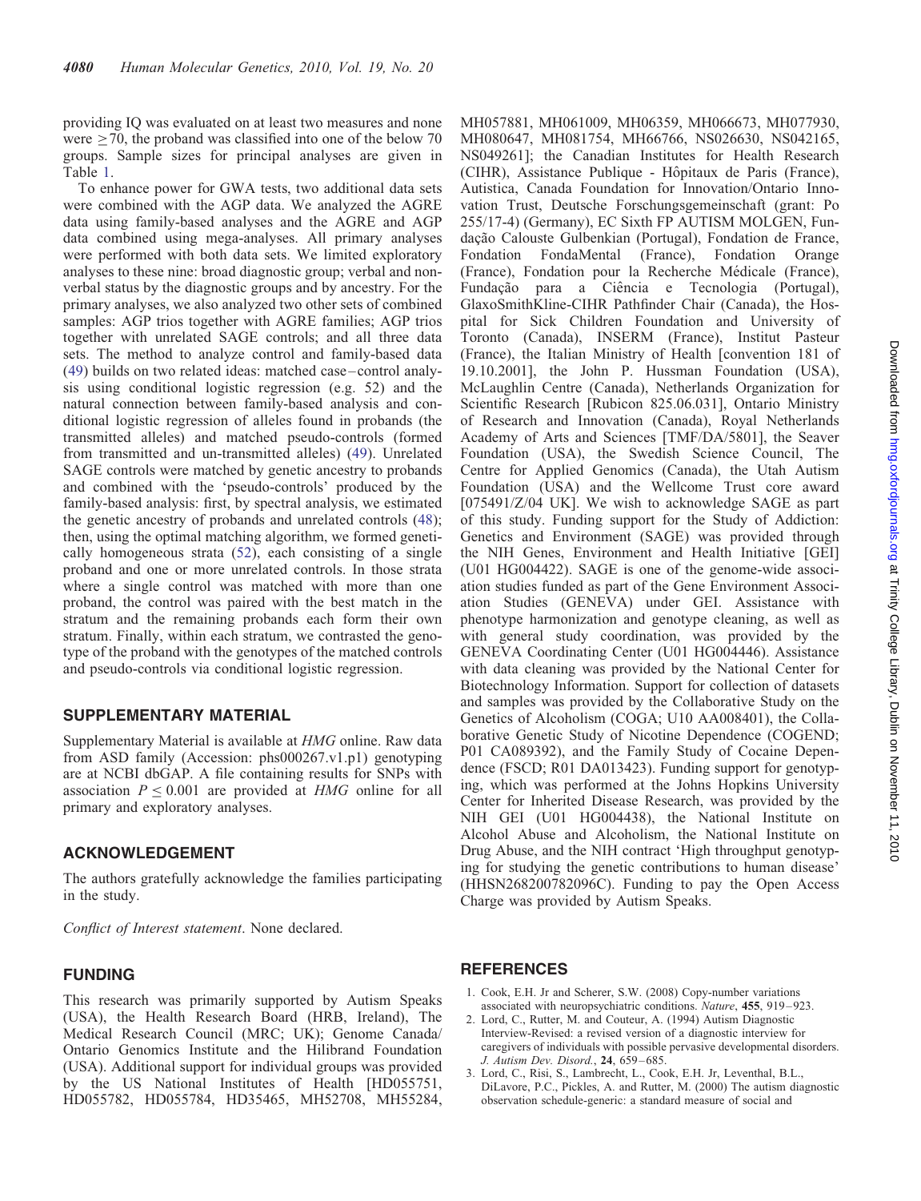providing IQ was evaluated on at least two measures and none were $\geq 70$, the proband was classified into one of the below 70 groups. Sample sizes for principal analyses are given in Table 1.

To enhance power for GWA tests, two additional data sets were combined with the AGP data. We analyzed the AGRE data using family-based analyses and the AGRE and AGP data combined using mega-analyses. All primary analyses were performed with both data sets. We limited exploratory analyses to these nine: broad diagnostic group; verbal and non-verbal status by the diagnostic groups and by ancestry. For the primary analyses, we also analyzed two other sets of combined samples: AGP trios together with AGRE families; AGP trios together with unrelated SAGE controls; and all three data sets. The method to analyze control and family-based data (49) builds on two related ideas: matched case–control analysis using conditional logistic regression (e.g. 52) and the natural connection between family-based analysis and conditional logistic regression of alleles found in probands (the transmitted alleles) and matched pseudo-controls (formed from transmitted and un-transmitted alleles) (49). Unrelated SAGE controls were matched by genetic ancestry to probands and combined with the 'pseudo-controls' produced by the family-based analysis: first, by spectral analysis, we estimated the genetic ancestry of probands and unrelated controls (48); then, using the optimal matching algorithm, we formed genetically homogeneous strata (52), each consisting of a single proband and one or more unrelated controls. In those strata where a single control was matched with more than one proband, the control was paired with the best match in the stratum and the remaining probands each form their own stratum. Finally, within each stratum, we contrasted the genotype of the proband with the genotypes of the matched controls and pseudo-controls via conditional logistic regression.

## SUPPLEMENTARY MATERIAL

Supplementary Material is available at *HMG* online. Raw data from ASD family (Accession: phs000267.v1.p1) genotyping are at NCBI dbGAP. A file containing results for SNPs with association $P \leq 0.001$ are provided at *HMG* online for all primary and exploratory analyses.

## ACKNOWLEDGEMENT

The authors gratefully acknowledge the families participating in the study.

*Conflict of Interest statement*. None declared.

## FUNDING

This research was primarily supported by Autism Speaks (USA), the Health Research Board (HRB, Ireland), The Medical Research Council (MRC; UK); Genome Canada/Ontario Genomics Institute and the Hilibrand Foundation (USA). Additional support for individual groups was provided by the US National Institutes of Health [HD055751, HD055782, HD055784, HD35465, MH52708, MH55284, MH057881, MH061009, MH06359, MH066673, MH077930, MH080647, MH081754, MH66766, NS026630, NS042165, NS049261]; the Canadian Institutes for Health Research (CIHR), Assistance Publique - Hôpitaux de Paris (France), Autistica, Canada Foundation for Innovation/Ontario Innovation Trust, Deutsche Forschungsgemeinschaft (grant: Po 255/17-4) (Germany), EC Sixth FP AUTISM MOLGEN, Fundação Calouste Gulbenkian (Portugal), Fondation de France, Fondation FondaMental (France), Fondation Orange (France), Fondation pour la Recherche Médicale (France), Fundação para a Ciência e Tecnologia (Portugal), GlaxoSmithKline-CIHR Pathfinder Chair (Canada), the Hospital for Sick Children Foundation and University of Toronto (Canada), INSERM (France), Institut Pasteur (France), the Italian Ministry of Health [convention 181 of 19.10.2001], the John P. Hussman Foundation (USA), McLaughlin Centre (Canada), Netherlands Organization for Scientific Research [Rubicon 825.06.031], Ontario Ministry of Research and Innovation (Canada), Royal Netherlands Academy of Arts and Sciences [TMF/DA/5801], the Seaver Foundation (USA), the Swedish Science Council, The Centre for Applied Genomics (Canada), the Utah Autism Foundation (USA) and the Wellcome Trust core award [075491/Z/04 UK]. We wish to acknowledge SAGE as part of this study. Funding support for the Study of Addiction: Genetics and Environment (SAGE) was provided through the NIH Genes, Environment and Health Initiative [GEI] (U01 HG004422). SAGE is one of the genome-wide association studies funded as part of the Gene Environment Association Studies (GENEVA) under GEI. Assistance with phenotype harmonization and genotype cleaning, as well as with general study coordination, was provided by the GENEVA Coordinating Center (U01 HG004446). Assistance with data cleaning was provided by the National Center for Biotechnology Information. Support for collection of datasets and samples was provided by the Collaborative Study on the Genetics of Alcoholism (COGA; U10 AA008401), the Collaborative Genetic Study of Nicotine Dependence (COGEND; P01 CA089392), and the Family Study of Cocaine Dependence (FSCD; R01 DA013423). Funding support for genotyping, which was performed at the Johns Hopkins University Center for Inherited Disease Research, was provided by the NIH GEI (U01 HG004438), the National Institute on Alcohol Abuse and Alcoholism, the National Institute on Drug Abuse, and the NIH contract 'High throughput genotyping for studying the genetic contributions to human disease' (HHSN268200782096C). Funding to pay the Open Access Charge was provided by Autism Speaks.

## REFERENCES

1. Cook, E.H. Jr and Scherer, S.W. (2008) Copy-number variations associated with neuropsychiatric conditions. *Nature*, **455**, 919–923.
2. Lord, C., Rutter, M. and Couteur, A. (1994) Autism Diagnostic Interview-Revised: a revised version of a diagnostic interview for caregivers of individuals with possible pervasive developmental disorders. *J. Autism Dev. Disord.*, **24**, 659–685.
3. Lord, C., Risi, S., Lambrecht, L., Cook, E.H. Jr, Leventhal, B.L., DiLavore, P.C., Pickles, A. and Rutter, M. (2000) The autism diagnostic observation schedule-generic: a standard measure of social and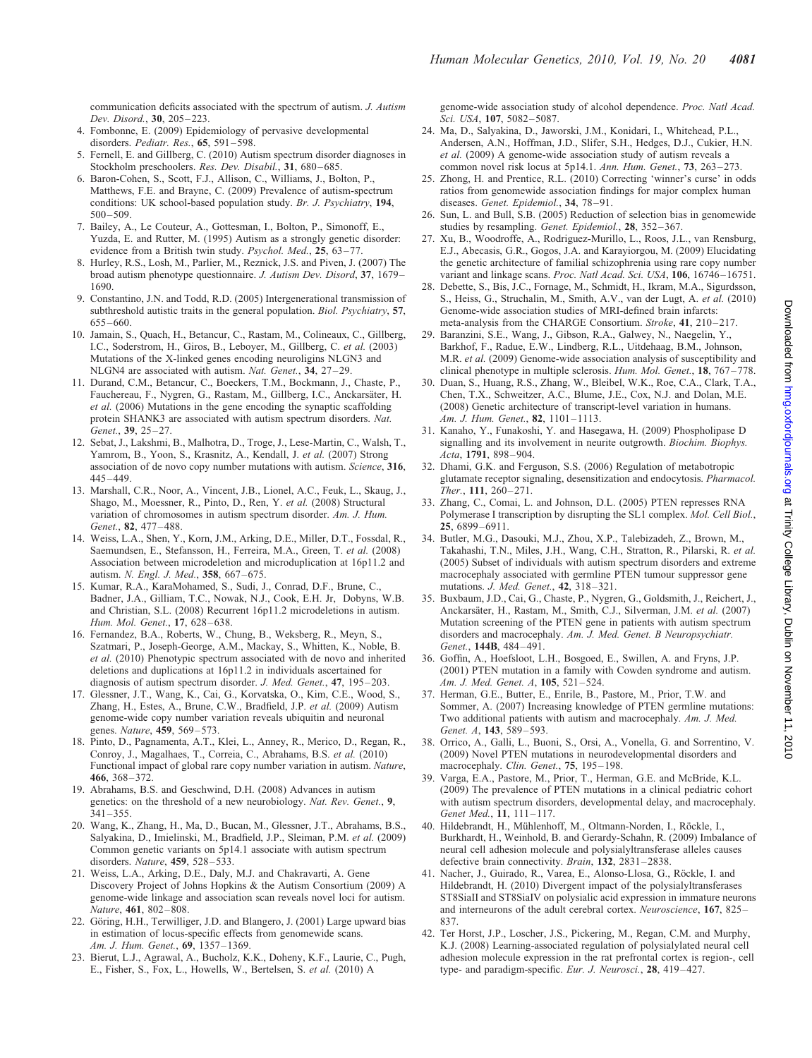communication deficits associated with the spectrum of autism. *J. Autism Dev. Disord.*, **30**, 205–223.

4. Fombonne, E. (2009) Epidemiology of pervasive developmental disorders. *Pediatr. Res.*, **65**, 591–598.
5. Fernell, E. and Gillberg, C. (2010) Autism spectrum disorder diagnoses in Stockholm preschoolers. *Res. Dev. Disabil.*, **31**, 680–685.
6. Baron-Cohen, S., Scott, F.J., Allison, C., Williams, J., Bolton, P., Matthews, F.E. and Brayne, C. (2009) Prevalence of autism-spectrum conditions: UK school-based population study. *Br. J. Psychiatry*, **194**, 500–509.
7. Bailey, A., Le Couteur, A., Gottesman, I., Bolton, P., Simonoff, E., Yuzda, E. and Rutter, M. (1995) Autism as a strongly genetic disorder: evidence from a British twin study. *Psychol. Med.*, **25**, 63–77.
8. Hurley, R.S., Losh, M., Parlier, M., Reznick, J.S. and Piven, J. (2007) The broad autism phenotype questionnaire. *J. Autism Dev. Disord*, **37**, 1679–1690.
9. Constantino, J.N. and Todd, R.D. (2005) Intergenerational transmission of subthreshold autistic traits in the general population. *Biol. Psychiatry*, **57**, 655–660.
10. Jamain, S., Quach, H., Betancur, C., Rastam, M., Colineaux, C., Gillberg, I.C., Soderstrom, H., Giros, B., Leboyer, M., Gillberg, C. *et al.* (2003) Mutations of the X-linked genes encoding neuroligins NLGN3 and NLGN4 are associated with autism. *Nat. Genet.*, **34**, 27–29.
11. Durand, C.M., Betancur, C., Boeckers, T.M., Bockmann, J., Chaste, P., Fauchereau, F., Nygren, G., Rastam, M., Gillberg, I.C., Anckarsäter, H. *et al.* (2006) Mutations in the gene encoding the synaptic scaffolding protein SHANK3 are associated with autism spectrum disorders. *Nat. Genet.*, **39**, 25–27.
12. Sebat, J., Lakshmi, B., Malhotra, D., Troge, J., Lese-Martin, C., Walsh, T., Yamrom, B., Yoon, S., Krasnitz, A., Kendall, J. *et al.* (2007) Strong association of de novo copy number mutations with autism. *Science*, **316**, 445–449.
13. Marshall, C.R., Noor, A., Vincent, J.B., Lionel, A.C., Feuk, L., Skaug, J., Shago, M., Moessner, R., Pinto, D., Ren, Y. *et al.* (2008) Structural variation of chromosomes in autism spectrum disorder. *Am. J. Hum. Genet.*, **82**, 477–488.
14. Weiss, L.A., Shen, Y., Korn, J.M., Arking, D.E., Miller, D.T., Fossdal, R., Saemundsen, E., Stefansson, H., Ferreira, M.A., Green, T. *et al.* (2008) Association between microdeletion and microduplication at 16p11.2 and autism. *N. Engl. J. Med.*, **358**, 667–675.
15. Kumar, R.A., KaraMohamed, S., Sudi, J., Conrad, D.F., Brune, C., Badner, J.A., Gilliam, T.C., Nowak, N.J., Cook, E.H. Jr, Dobyns, W.B. and Christian, S.L. (2008) Recurrent 16p11.2 microdeletions in autism. *Hum. Mol. Genet.*, **17**, 628–638.
16. Fernandez, B.A., Roberts, W., Chung, B., Weksberg, R., Meyn, S., Szatmari, P., Joseph-George, A.M., Mackay, S., Whitten, K., Noble, B. *et al.* (2010) Phenotypic spectrum associated with de novo and inherited deletions and duplications at 16p11.2 in individuals ascertained for diagnosis of autism spectrum disorder. *J. Med. Genet.*, **47**, 195–203.
17. Glessner, J.T., Wang, K., Cai, G., Korvatska, O., Kim, C.E., Wood, S., Zhang, H., Estes, A., Brune, C.W., Bradfield, J.P. *et al.* (2009) Autism genome-wide copy number variation reveals ubiquitin and neuronal genes. *Nature*, **459**, 569–573.
18. Pinto, D., Pagnamenta, A.T., Klei, L., Anney, R., Merico, D., Regan, R., Conroy, J., Magalhaes, T., Correia, C., Abrahams, B.S. *et al.* (2010) Functional impact of global rare copy number variation in autism. *Nature*, **466**, 368–372.
19. Abrahams, B.S. and Geschwind, D.H. (2008) Advances in autism genetics: on the threshold of a new neurobiology. *Nat. Rev. Genet.*, **9**, 341–355.
20. Wang, K., Zhang, H., Ma, D., Bucan, M., Glessner, J.T., Abrahams, B.S., Salyakina, D., Imielinski, M., Bradfield, J.P., Sleiman, P.M. *et al.* (2009) Common genetic variants on 5p14.1 associate with autism spectrum disorders. *Nature*, **459**, 528–533.
21. Weiss, L.A., Arking, D.E., Daly, M.J. and Chakravarti, A. Gene Discovery Project of Johns Hopkins & the Autism Consortium (2009) A genome-wide linkage and association scan reveals novel loci for autism. *Nature*, **461**, 802–808.
22. Göring, H.H., Terwilliger, J.D. and Blangero, J. (2001) Large upward bias in estimation of locus-specific effects from genomewide scans. *Am. J. Hum. Genet.*, **69**, 1357–1369.
23. Bierut, L.J., Agrawal, A., Bucholz, K.K., Doheny, K.F., Laurie, C., Pugh, E., Fisher, S., Fox, L., Howells, W., Bertelsen, S. *et al.* (2010) A genome-wide association study of alcohol dependence. *Proc. Natl Acad. Sci. USA*, **107**, 5082–5087.
24. Ma, D., Salyakina, D., Jaworski, J.M., Konidari, I., Whitehead, P.L., Andersen, A.N., Hoffman, J.D., Slifer, S.H., Hedges, D.J., Cukier, H.N. *et al.* (2009) A genome-wide association study of autism reveals a common novel risk locus at 5p14.1. *Ann. Hum. Genet.*, **73**, 263–273.
25. Zhong, H. and Prentice, R.L. (2010) Correcting 'winner's curse' in odds ratios from genomewide association findings for major complex human diseases. *Genet. Epidemiol.*, **34**, 78–91.
26. Sun, L. and Bull, S.B. (2005) Reduction of selection bias in genomewide studies by resampling. *Genet. Epidemiol.*, **28**, 352–367.
27. Xu, B., Woodroffe, A., Rodriguez-Murillo, L., Roos, J.L., van Rensburg, E.J., Abecasis, G.R., Gogos, J.A. and Karayiorgou, M. (2009) Elucidating the genetic architecture of familial schizophrenia using rare copy number variant and linkage scans. *Proc. Natl Acad. Sci. USA*, **106**, 16746–16751.
28. Debette, S., Bis, J.C., Fornage, M., Schmidt, H., Ikram, M.A., Sigurdsson, S., Heiss, G., Struchalin, M., Smith, A.V., van der Lugt, A. *et al.* (2010) Genome-wide association studies of MRI-defined brain infarcts: meta-analysis from the CHARGE Consortium. *Stroke*, **41**, 210–217.
29. Baranzini, S.E., Wang, J., Gibson, R.A., Galwey, N., Naegelin, Y., Barkhof, F., Radue, E.W., Lindberg, R.L., Uitdehaag, B.M., Johnson, M.R. *et al.* (2009) Genome-wide association analysis of susceptibility and clinical phenotype in multiple sclerosis. *Hum. Mol. Genet.*, **18**, 767–778.
30. Duan, S., Huang, R.S., Zhang, W., Bleibel, W.K., Roe, C.A., Clark, T.A., Chen, T.X., Schweitzer, A.C., Blume, J.E., Cox, N.J. and Dolan, M.E. (2008) Genetic architecture of transcript-level variation in humans. *Am. J. Hum. Genet.*, **82**, 1101–1113.
31. Kanaho, Y., Funakoshi, Y. and Hasegawa, H. (2009) Phospholipase D signalling and its involvement in neurite outgrowth. *Biochim. Biophys. Acta*, **1791**, 898–904.
32. Dhami, G.K. and Ferguson, S.S. (2006) Regulation of metabotropic glutamate receptor signaling, desensitization and endocytosis. *Pharmacol. Ther.*, **111**, 260–271.
33. Zhang, C., Comai, L. and Johnson, D.L. (2005) PTEN represses RNA Polymerase I transcription by disrupting the SL1 complex. *Mol. Cell Biol.*, **25**, 6899–6911.
34. Butler, M.G., Dasouki, M.J., Zhou, X.P., Talebizadeh, Z., Brown, M., Takahashi, T.N., Miles, J.H., Wang, C.H., Stratton, R., Pilarski, R. *et al.* (2005) Subset of individuals with autism spectrum disorders and extreme macrocephaly associated with germline PTEN tumour suppressor gene mutations. *J. Med. Genet.*, **42**, 318–321.
35. Buxbaum, J.D., Cai, G., Chaste, P., Nygren, G., Goldsmith, J., Reichert, J., Anckarsäter, H., Rastam, M., Smith, C.J., Silverman, J.M. *et al.* (2007) Mutation screening of the PTEN gene in patients with autism spectrum disorders and macrocephaly. *Am. J. Med. Genet. B Neuropsychiatr. Genet.*, **144B**, 484–491.
36. Goffin, A., Hoefsloot, L.H., Bosgoed, E., Swillen, A. and Fryns, J.P. (2001) PTEN mutation in a family with Cowden syndrome and autism. *Am. J. Med. Genet. A*, **105**, 521–524.
37. Herman, G.E., Butter, E., Enrile, B., Pastore, M., Prior, T.W. and Sommer, A. (2007) Increasing knowledge of PTEN germline mutations: Two additional patients with autism and macrocephaly. *Am. J. Med. Genet. A*, **143**, 589–593.
38. Orrico, A., Galli, L., Buoni, S., Orsi, A., Vonella, G. and Sorrentino, V. (2009) Novel PTEN mutations in neurodevelopmental disorders and macrocephaly. *Clin. Genet.*, **75**, 195–198.
39. Varga, E.A., Pastore, M., Prior, T., Herman, G.E. and McBride, K.L. (2009) The prevalence of PTEN mutations in a clinical pediatric cohort with autism spectrum disorders, developmental delay, and macrocephaly. *Genet Med.*, **11**, 111–117.
40. Hildebrandt, H., Mühlenhoff, M., Oltmann-Norden, I., Röckle, I., Burkhardt, H., Weinhold, B. and Gerardy-Schahn, R. (2009) Imbalance of neural cell adhesion molecule and polysialyltransferase alleles causes defective brain connectivity. *Brain*, **132**, 2831–2838.
41. Nacher, J., Guirado, R., Varea, E., Alonso-Llosa, G., Röckle, I. and Hildebrandt, H. (2010) Divergent impact of the polysialyltransferases ST8SiaII and ST8SiaIV on polysialic acid expression in immature neurons and interneurons of the adult cerebral cortex. *Neuroscience*, **167**, 825–837.
42. Ter Horst, J.P., Loscher, J.S., Pickering, M., Regan, C.M. and Murphy, K.J. (2008) Learning-associated regulation of polysialylated neural cell adhesion molecule expression in the rat prefrontal cortex is region-, cell type- and paradigm-specific. *Eur. J. Neurosci.*, **28**, 419–427.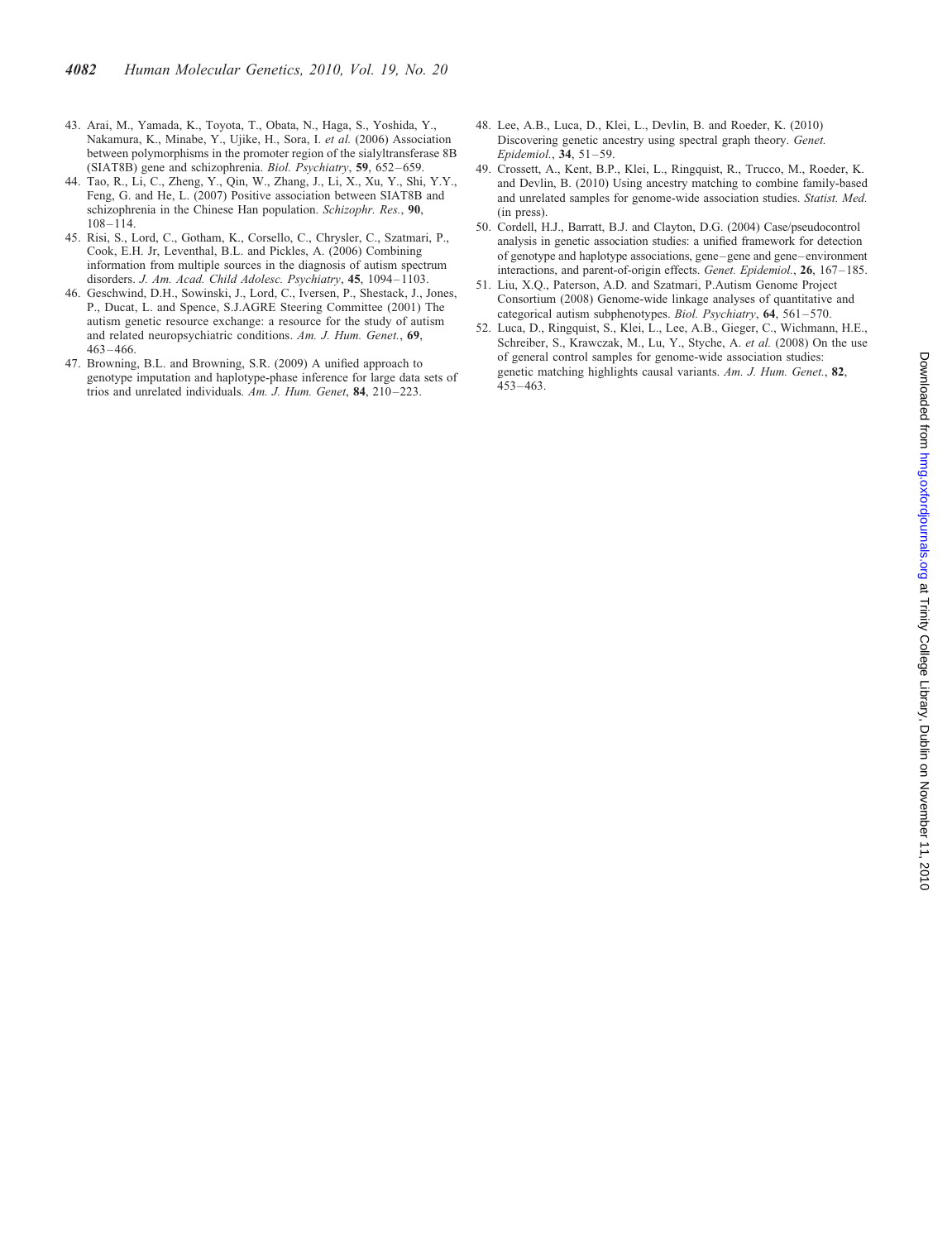43. Arai, M., Yamada, K., Toyota, T., Obata, N., Haga, S., Yoshida, Y., Nakamura, K., Minabe, Y., Ujike, H., Sora, I. *et al.* (2006) Association between polymorphisms in the promoter region of the sialyltransferase 8B (SIAT8B) gene and schizophrenia. *Biol. Psychiatry*, **59**, 652–659.
44. Tao, R., Li, C., Zheng, Y., Qin, W., Zhang, J., Li, X., Xu, Y., Shi, Y.Y., Feng, G. and He, L. (2007) Positive association between SIAT8B and schizophrenia in the Chinese Han population. *Schizophr. Res.*, **90**, 108–114.
45. Risi, S., Lord, C., Gotham, K., Corsello, C., Chrysler, C., Szatmari, P., Cook, E.H. Jr, Leventhal, B.L. and Pickles, A. (2006) Combining information from multiple sources in the diagnosis of autism spectrum disorders. *J. Am. Acad. Child Adolesc. Psychiatry*, **45**, 1094–1103.
46. Geschwind, D.H., Sowinski, J., Lord, C., Iversen, P., Shestack, J., Jones, P., Ducat, L. and Spence, S.J.AGRE Steering Committee (2001) The autism genetic resource exchange: a resource for the study of autism and related neuropsychiatric conditions. *Am. J. Hum. Genet.*, **69**, 463–466.
47. Browning, B.L. and Browning, S.R. (2009) A unified approach to genotype imputation and haplotype-phase inference for large data sets of trios and unrelated individuals. *Am. J. Hum. Genet*, **84**, 210–223.
48. Lee, A.B., Luca, D., Klei, L., Devlin, B. and Roeder, K. (2010) Discovering genetic ancestry using spectral graph theory. *Genet. Epidemiol.*, **34**, 51–59.
49. Crossett, A., Kent, B.P., Klei, L., Ringquist, R., Trucco, M., Roeder, K. and Devlin, B. (2010) Using ancestry matching to combine family-based and unrelated samples for genome-wide association studies. *Statist. Med.* (in press).
50. Cordell, H.J., Barratt, B.J. and Clayton, D.G. (2004) Case/pseudocontrol analysis in genetic association studies: a unified framework for detection of genotype and haplotype associations, gene–gene and gene–environment interactions, and parent-of-origin effects. *Genet. Epidemiol.*, **26**, 167–185.
51. Liu, X.Q., Paterson, A.D. and Szatmari, P.Autism Genome Project Consortium (2008) Genome-wide linkage analyses of quantitative and categorical autism subphenotypes. *Biol. Psychiatry*, **64**, 561–570.
52. Luca, D., Ringquist, S., Klei, L., Lee, A.B., Gieger, C., Wichmann, H.E., Schreiber, S., Krawczak, M., Lu, Y., Styche, A. *et al.* (2008) On the use of general control samples for genome-wide association studies: genetic matching highlights causal variants. *Am. J. Hum. Genet.*, **82**, 453–463.